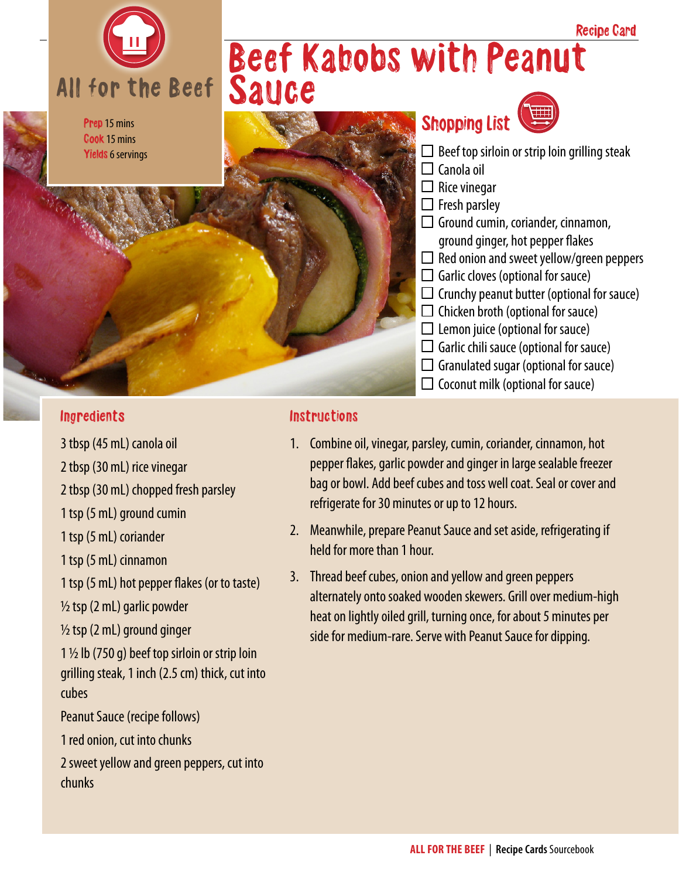Recipe Card

# Beef Kabobs with Peanut Sauce

All for the Beef

**Prep** 15 mins
**Cook** 15 mins
**Yields** 6 servings

## Shopping List

- ☐ Beef top sirloin or strip loin grilling steak
- ☐ Canola oil
- ☐ Rice vinegar
- ☐ Fresh parsley
- ☐ Ground cumin, coriander, cinnamon, ground ginger, hot pepper flakes
- ☐ Red onion and sweet yellow/green peppers
- ☐ Garlic cloves (optional for sauce)
- ☐ Crunchy peanut butter (optional for sauce)
- ☐ Chicken broth (optional for sauce)
- ☐ Lemon juice (optional for sauce)
- ☐ Garlic chili sauce (optional for sauce)
- ☐ Granulated sugar (optional for sauce)
- ☐ Coconut milk (optional for sauce)

## Ingredients

3 tbsp (45 mL) canola oil

2 tbsp (30 mL) rice vinegar

2 tbsp (30 mL) chopped fresh parsley

1 tsp (5 mL) ground cumin

1 tsp (5 mL) coriander

1 tsp (5 mL) cinnamon

1 tsp (5 mL) hot pepper flakes (or to taste)

½ tsp (2 mL) garlic powder

½ tsp (2 mL) ground ginger

1 ½ lb (750 g) beef top sirloin or strip loin grilling steak, 1 inch (2.5 cm) thick, cut into cubes

Peanut Sauce (recipe follows)

1 red onion, cut into chunks

2 sweet yellow and green peppers, cut into chunks

## Instructions

1. Combine oil, vinegar, parsley, cumin, coriander, cinnamon, hot pepper flakes, garlic powder and ginger in large sealable freezer bag or bowl. Add beef cubes and toss well coat. Seal or cover and refrigerate for 30 minutes or up to 12 hours.
2. Meanwhile, prepare Peanut Sauce and set aside, refrigerating if held for more than 1 hour.
3. Thread beef cubes, onion and yellow and green peppers alternately onto soaked wooden skewers. Grill over medium-high heat on lightly oiled grill, turning once, for about 5 minutes per side for medium-rare. Serve with Peanut Sauce for dipping.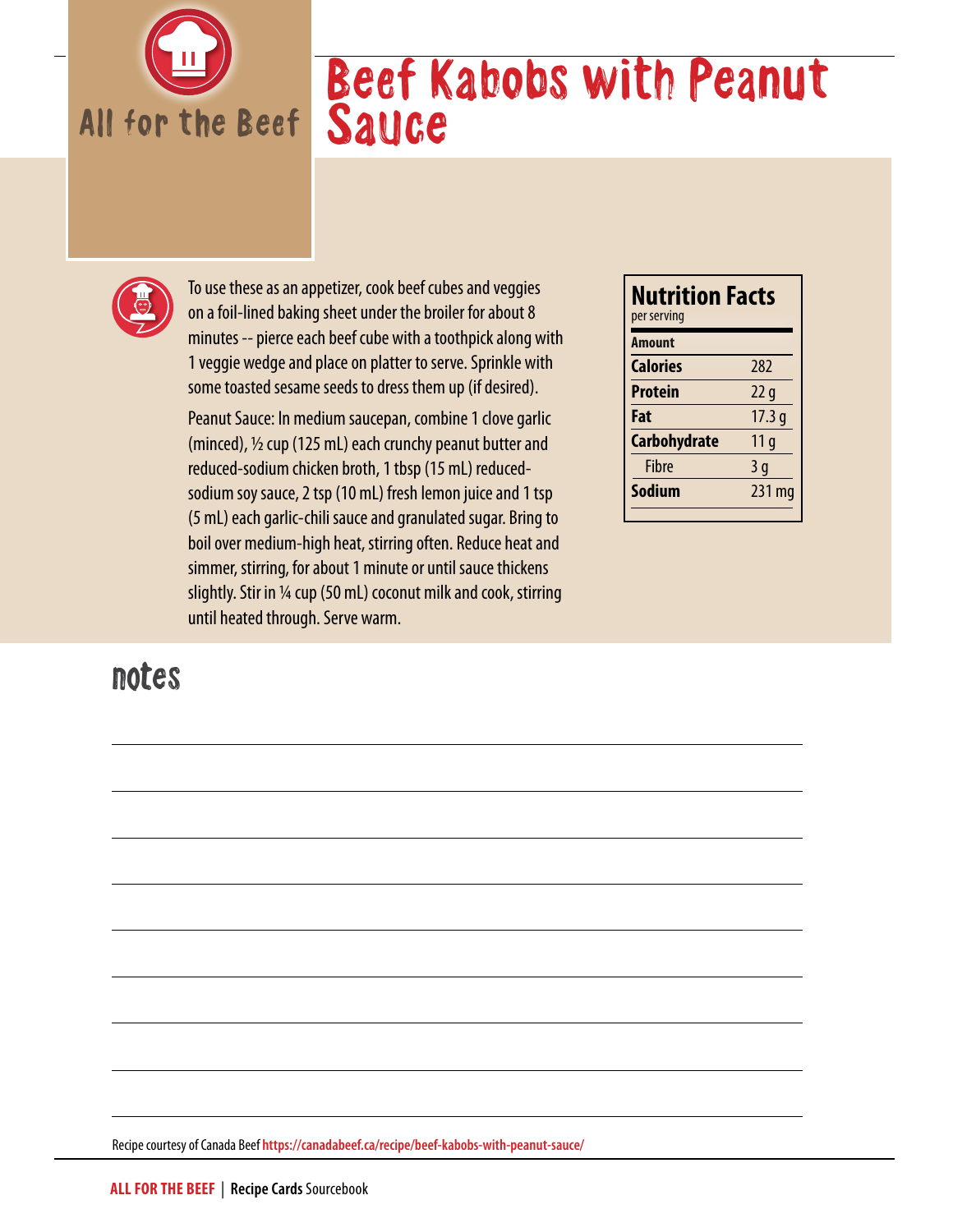All for the Beef

# Beef Kabobs with Peanut Sauce

To use these as an appetizer, cook beef cubes and veggies on a foil-lined baking sheet under the broiler for about 8 minutes -- pierce each beef cube with a toothpick along with 1 veggie wedge and place on platter to serve. Sprinkle with some toasted sesame seeds to dress them up (if desired).

Peanut Sauce: In medium saucepan, combine 1 clove garlic (minced), ½ cup (125 mL) each crunchy peanut butter and reduced-sodium chicken broth, 1 tbsp (15 mL) reduced-sodium soy sauce, 2 tsp (10 mL) fresh lemon juice and 1 tsp (5 mL) each garlic-chili sauce and granulated sugar. Bring to boil over medium-high heat, stirring often. Reduce heat and simmer, stirring, for about 1 minute or until sauce thickens slightly. Stir in ¼ cup (50 mL) coconut milk and cook, stirring until heated through. Serve warm.

**Nutrition Facts**
per serving

| Amount | |
|---|---|
| **Calories** | 282 |
| **Protein** | 22 g |
| **Fat** | 17.3 g |
| **Carbohydrate** | 11 g |
| Fibre | 3 g |
| **Sodium** | 231 mg |

## notes

Recipe courtesy of Canada Beef https://canadabeef.ca/recipe/beef-kabobs-with-peanut-sauce/